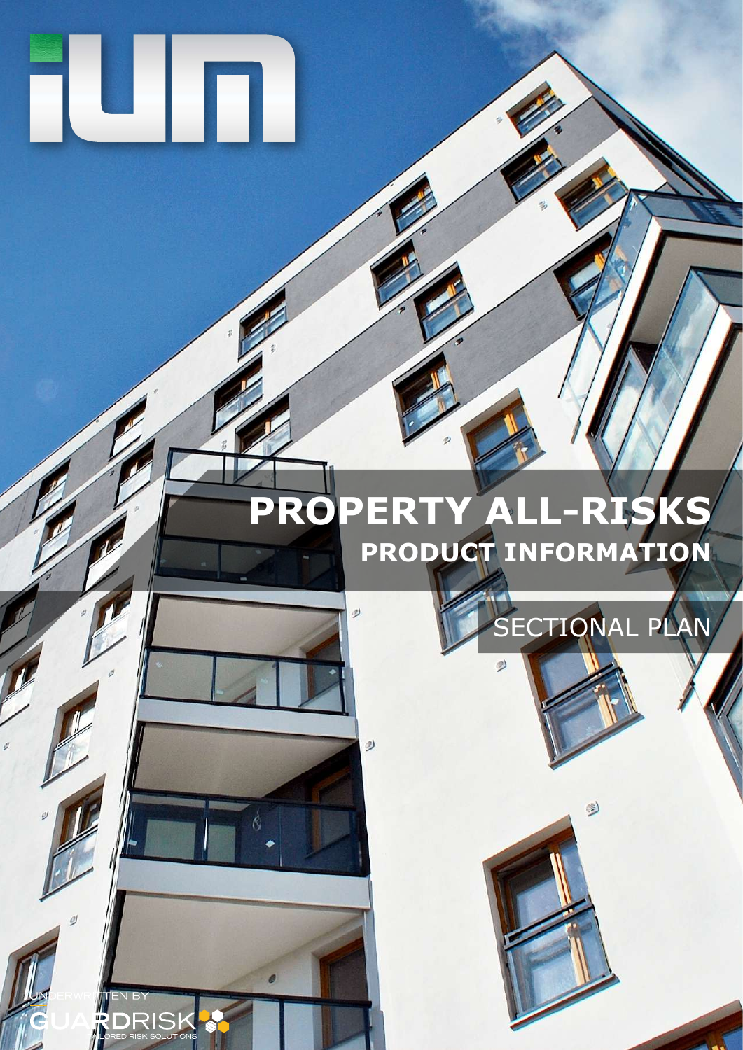# PROPERTY ALL-RISKS

## PRODUCT INFORMATION

SECTIONAL PLAN

UNDERWRITTEN BY

GUARDRISK

TAILORED RISK SOLUTIONS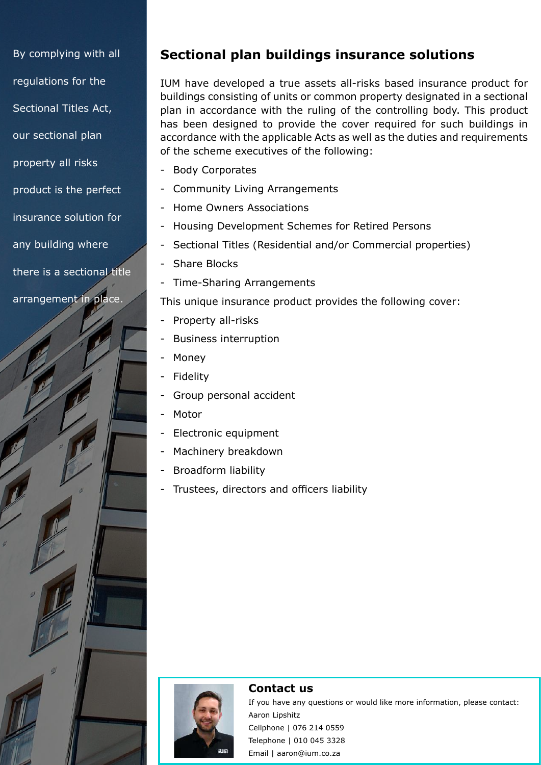By complying with all regulations for the Sectional Titles Act, our sectional plan property all risks product is the perfect insurance solution for any building where there is a sectional title arrangement in place.

## Sectional plan buildings insurance solutions

IUM have developed a true assets all-risks based insurance product for buildings consisting of units or common property designated in a sectional plan in accordance with the ruling of the controlling body. This product has been designed to provide the cover required for such buildings in accordance with the applicable Acts as well as the duties and requirements of the scheme executives of the following:

- Body Corporates
- Community Living Arrangements
- Home Owners Associations
- Housing Development Schemes for Retired Persons
- Sectional Titles (Residential and/or Commercial properties)
- Share Blocks
- Time-Sharing Arrangements

This unique insurance product provides the following cover:

- Property all-risks
- Business interruption
- Money
- Fidelity
- Group personal accident
- Motor
- Electronic equipment
- Machinery breakdown
- Broadform liability
- Trustees, directors and officers liability

**Contact us**

If you have any questions or would like more information, please contact:

Aaron Lipshitz

Cellphone | 076 214 0559

Telephone | 010 045 3328

Email | aaron@ium.co.za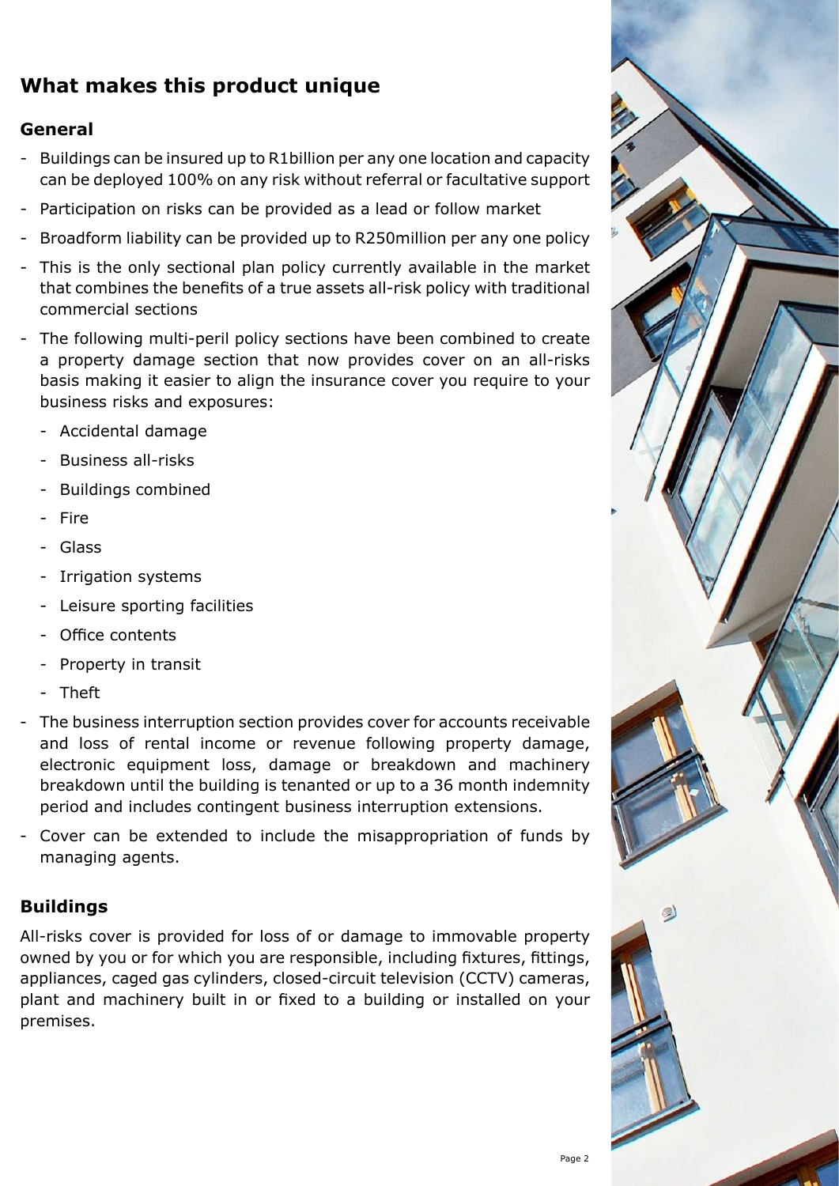## What makes this product unique

### General

- Buildings can be insured up to R1billion per any one location and capacity can be deployed 100% on any risk without referral or facultative support
- Participation on risks can be provided as a lead or follow market
- Broadform liability can be provided up to R250million per any one policy
- This is the only sectional plan policy currently available in the market that combines the benefits of a true assets all-risk policy with traditional commercial sections
- The following multi-peril policy sections have been combined to create a property damage section that now provides cover on an all-risks basis making it easier to align the insurance cover you require to your business risks and exposures:
  - Accidental damage
  - Business all-risks
  - Buildings combined
  - Fire
  - Glass
  - Irrigation systems
  - Leisure sporting facilities
  - Office contents
  - Property in transit
  - Theft
- The business interruption section provides cover for accounts receivable and loss of rental income or revenue following property damage, electronic equipment loss, damage or breakdown and machinery breakdown until the building is tenanted or up to a 36 month indemnity period and includes contingent business interruption extensions.
- Cover can be extended to include the misappropriation of funds by managing agents.

### Buildings

All-risks cover is provided for loss of or damage to immovable property owned by you or for which you are responsible, including fixtures, fittings, appliances, caged gas cylinders, closed-circuit television (CCTV) cameras, plant and machinery built in or fixed to a building or installed on your premises.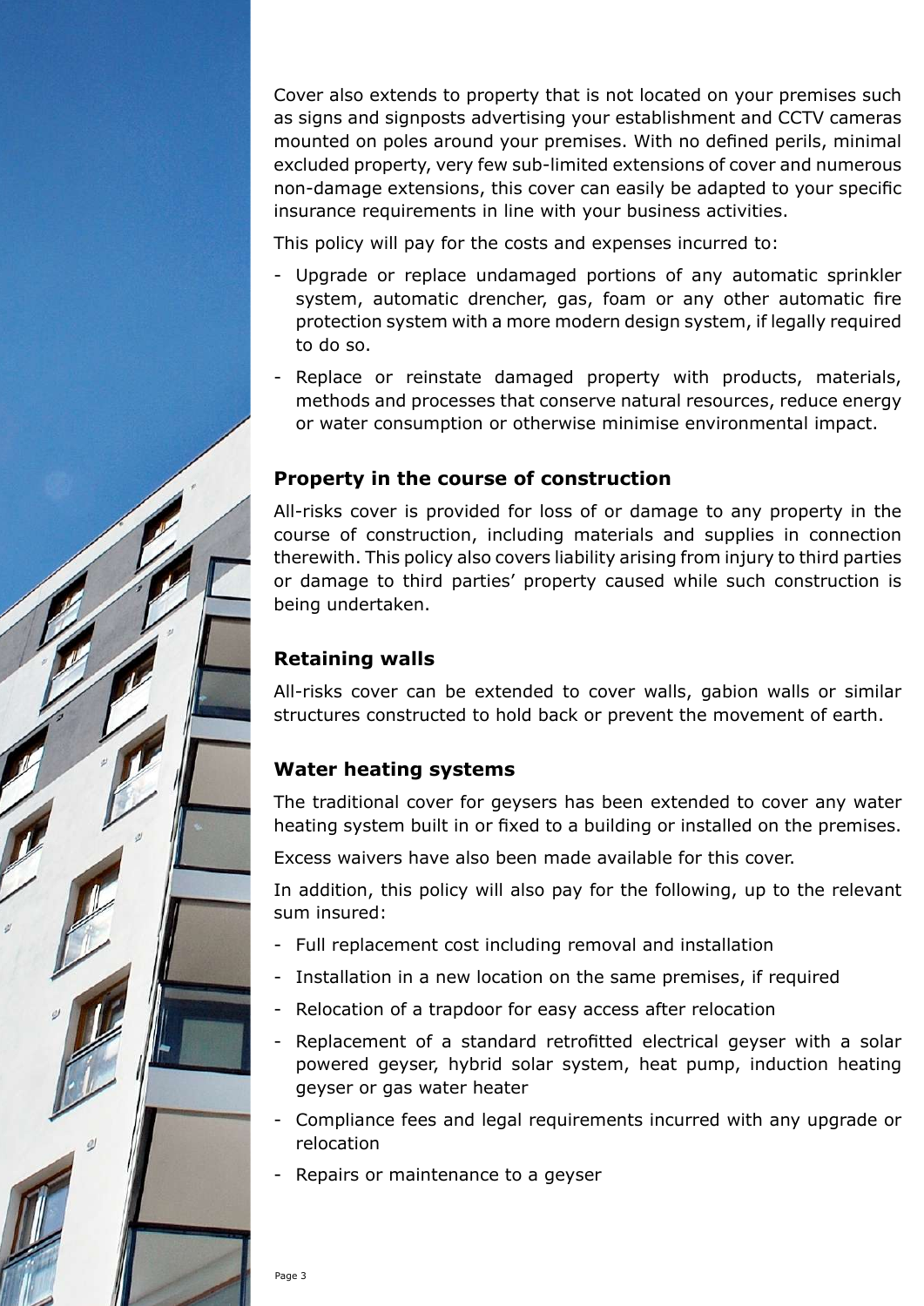Cover also extends to property that is not located on your premises such as signs and signposts advertising your establishment and CCTV cameras mounted on poles around your premises. With no defined perils, minimal excluded property, very few sub-limited extensions of cover and numerous non-damage extensions, this cover can easily be adapted to your specific insurance requirements in line with your business activities.

This policy will pay for the costs and expenses incurred to:

- Upgrade or replace undamaged portions of any automatic sprinkler system, automatic drencher, gas, foam or any other automatic fire protection system with a more modern design system, if legally required to do so.
- Replace or reinstate damaged property with products, materials, methods and processes that conserve natural resources, reduce energy or water consumption or otherwise minimise environmental impact.

## Property in the course of construction

All-risks cover is provided for loss of or damage to any property in the course of construction, including materials and supplies in connection therewith. This policy also covers liability arising from injury to third parties or damage to third parties' property caused while such construction is being undertaken.

## Retaining walls

All-risks cover can be extended to cover walls, gabion walls or similar structures constructed to hold back or prevent the movement of earth.

## Water heating systems

The traditional cover for geysers has been extended to cover any water heating system built in or fixed to a building or installed on the premises.

Excess waivers have also been made available for this cover.

In addition, this policy will also pay for the following, up to the relevant sum insured:

- Full replacement cost including removal and installation
- Installation in a new location on the same premises, if required
- Relocation of a trapdoor for easy access after relocation
- Replacement of a standard retrofitted electrical geyser with a solar powered geyser, hybrid solar system, heat pump, induction heating geyser or gas water heater
- Compliance fees and legal requirements incurred with any upgrade or relocation
- Repairs or maintenance to a geyser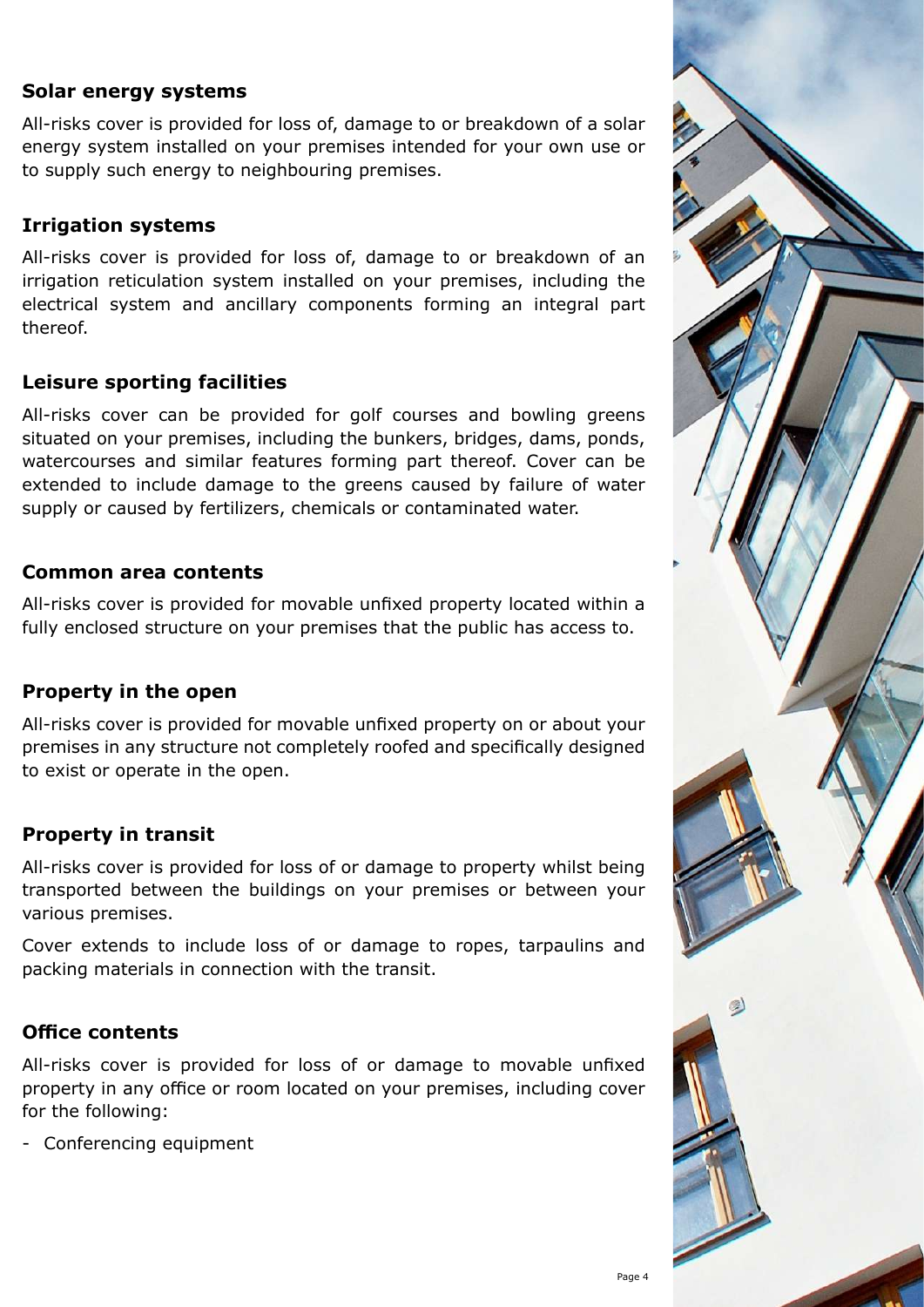### Solar energy systems

All-risks cover is provided for loss of, damage to or breakdown of a solar energy system installed on your premises intended for your own use or to supply such energy to neighbouring premises.

### Irrigation systems

All-risks cover is provided for loss of, damage to or breakdown of an irrigation reticulation system installed on your premises, including the electrical system and ancillary components forming an integral part thereof.

### Leisure sporting facilities

All-risks cover can be provided for golf courses and bowling greens situated on your premises, including the bunkers, bridges, dams, ponds, watercourses and similar features forming part thereof. Cover can be extended to include damage to the greens caused by failure of water supply or caused by fertilizers, chemicals or contaminated water.

### Common area contents

All-risks cover is provided for movable unfixed property located within a fully enclosed structure on your premises that the public has access to.

### Property in the open

All-risks cover is provided for movable unfixed property on or about your premises in any structure not completely roofed and specifically designed to exist or operate in the open.

### Property in transit

All-risks cover is provided for loss of or damage to property whilst being transported between the buildings on your premises or between your various premises.

Cover extends to include loss of or damage to ropes, tarpaulins and packing materials in connection with the transit.

### Office contents

All-risks cover is provided for loss of or damage to movable unfixed property in any office or room located on your premises, including cover for the following:

- Conferencing equipment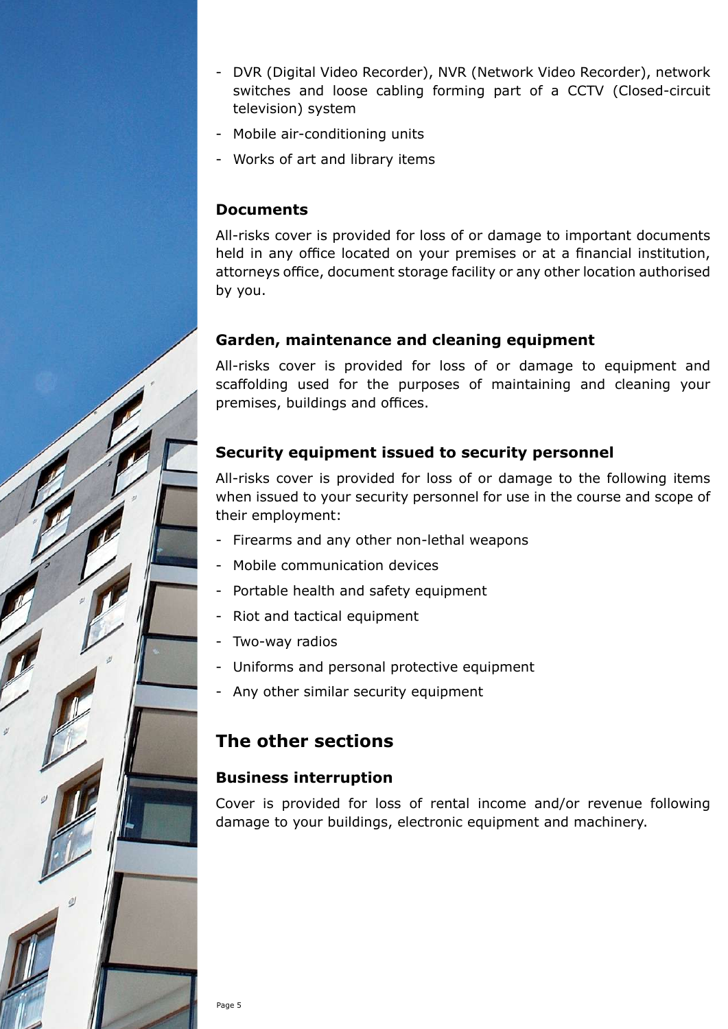- DVR (Digital Video Recorder), NVR (Network Video Recorder), network switches and loose cabling forming part of a CCTV (Closed-circuit television) system
- Mobile air-conditioning units
- Works of art and library items

### Documents

All-risks cover is provided for loss of or damage to important documents held in any office located on your premises or at a financial institution, attorneys office, document storage facility or any other location authorised by you.

### Garden, maintenance and cleaning equipment

All-risks cover is provided for loss of or damage to equipment and scaffolding used for the purposes of maintaining and cleaning your premises, buildings and offices.

### Security equipment issued to security personnel

All-risks cover is provided for loss of or damage to the following items when issued to your security personnel for use in the course and scope of their employment:

- Firearms and any other non-lethal weapons
- Mobile communication devices
- Portable health and safety equipment
- Riot and tactical equipment
- Two-way radios
- Uniforms and personal protective equipment
- Any other similar security equipment

## The other sections

### Business interruption

Cover is provided for loss of rental income and/or revenue following damage to your buildings, electronic equipment and machinery.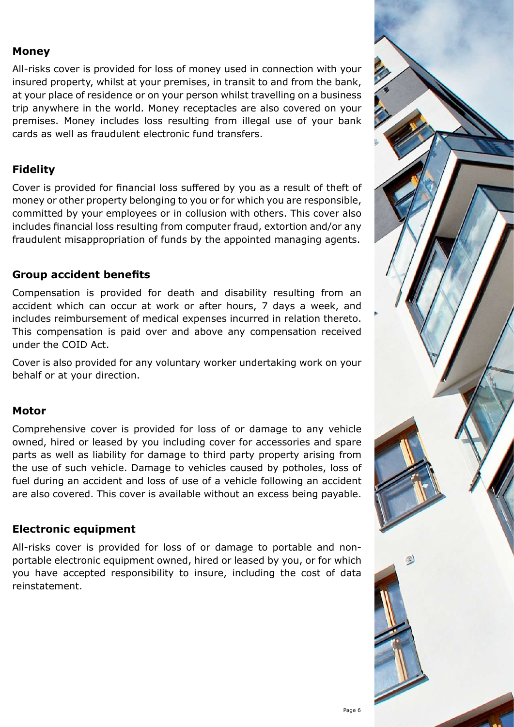## Money

All-risks cover is provided for loss of money used in connection with your insured property, whilst at your premises, in transit to and from the bank, at your place of residence or on your person whilst travelling on a business trip anywhere in the world. Money receptacles are also covered on your premises. Money includes loss resulting from illegal use of your bank cards as well as fraudulent electronic fund transfers.

## Fidelity

Cover is provided for financial loss suffered by you as a result of theft of money or other property belonging to you or for which you are responsible, committed by your employees or in collusion with others. This cover also includes financial loss resulting from computer fraud, extortion and/or any fraudulent misappropriation of funds by the appointed managing agents.

## Group accident benefits

Compensation is provided for death and disability resulting from an accident which can occur at work or after hours, 7 days a week, and includes reimbursement of medical expenses incurred in relation thereto. This compensation is paid over and above any compensation received under the COID Act.

Cover is also provided for any voluntary worker undertaking work on your behalf or at your direction.

## Motor

Comprehensive cover is provided for loss of or damage to any vehicle owned, hired or leased by you including cover for accessories and spare parts as well as liability for damage to third party property arising from the use of such vehicle. Damage to vehicles caused by potholes, loss of fuel during an accident and loss of use of a vehicle following an accident are also covered. This cover is available without an excess being payable.

## Electronic equipment

All-risks cover is provided for loss of or damage to portable and non-portable electronic equipment owned, hired or leased by you, or for which you have accepted responsibility to insure, including the cost of data reinstatement.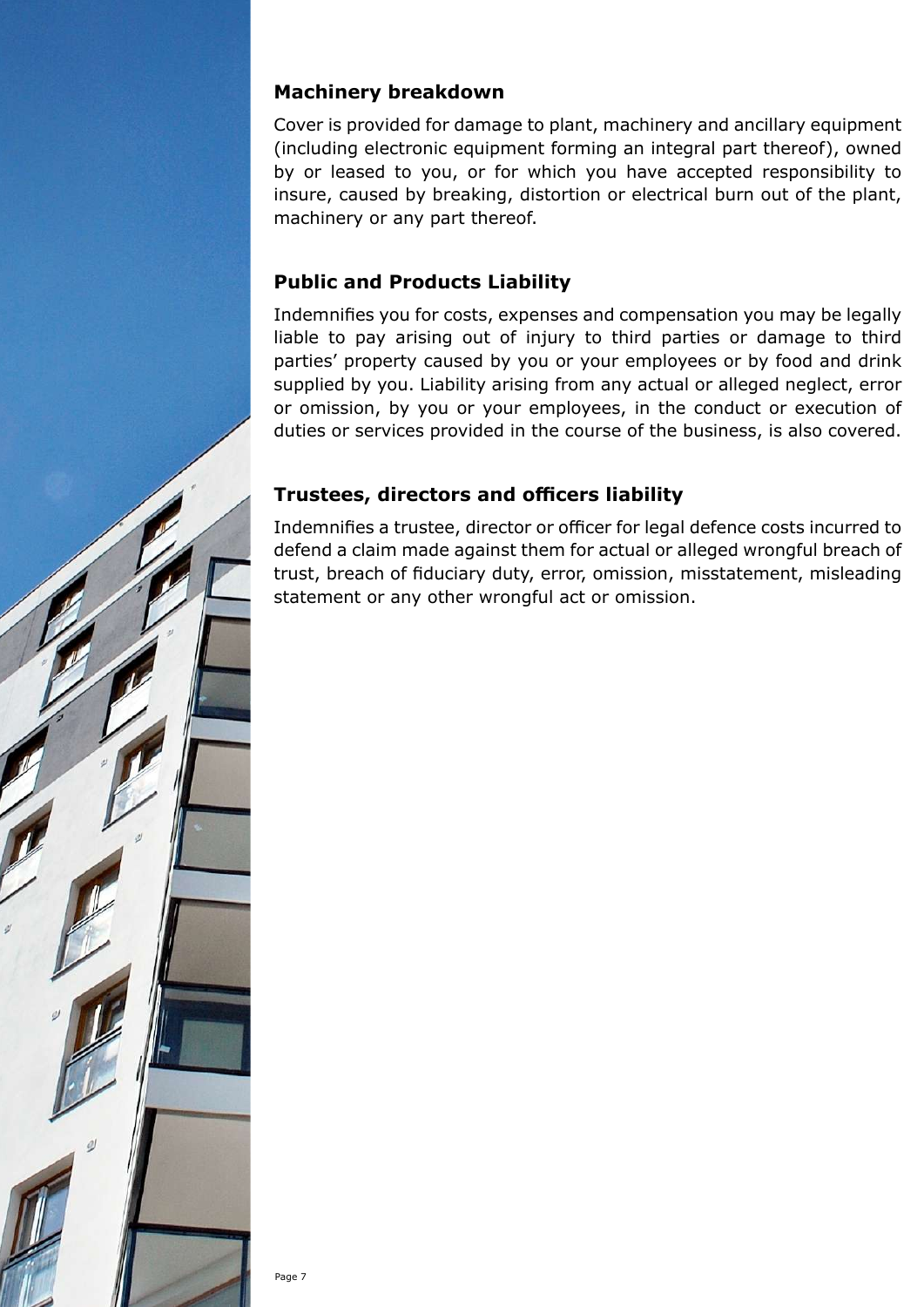## Machinery breakdown

Cover is provided for damage to plant, machinery and ancillary equipment (including electronic equipment forming an integral part thereof), owned by or leased to you, or for which you have accepted responsibility to insure, caused by breaking, distortion or electrical burn out of the plant, machinery or any part thereof.

## Public and Products Liability

Indemnifies you for costs, expenses and compensation you may be legally liable to pay arising out of injury to third parties or damage to third parties' property caused by you or your employees or by food and drink supplied by you. Liability arising from any actual or alleged neglect, error or omission, by you or your employees, in the conduct or execution of duties or services provided in the course of the business, is also covered.

## Trustees, directors and officers liability

Indemnifies a trustee, director or officer for legal defence costs incurred to defend a claim made against them for actual or alleged wrongful breach of trust, breach of fiduciary duty, error, omission, misstatement, misleading statement or any other wrongful act or omission.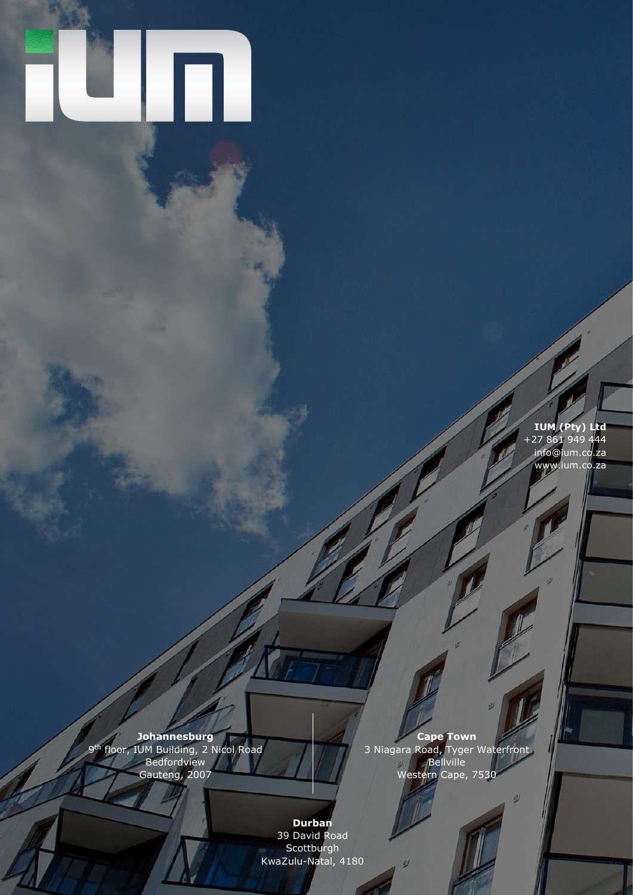**IUM (Pty) Ltd**
+27 861 949 444
info@ium.co.za
www.ium.co.za

**Johannesburg**
9th floor, IUM Building, 2 Nicol Road
Bedfordview
Gauteng, 2007

**Cape Town**
3 Niagara Road, Tyger Waterfront
Bellville
Western Cape, 7530

**Durban**
39 David Road
Scottburgh
KwaZulu-Natal, 4180